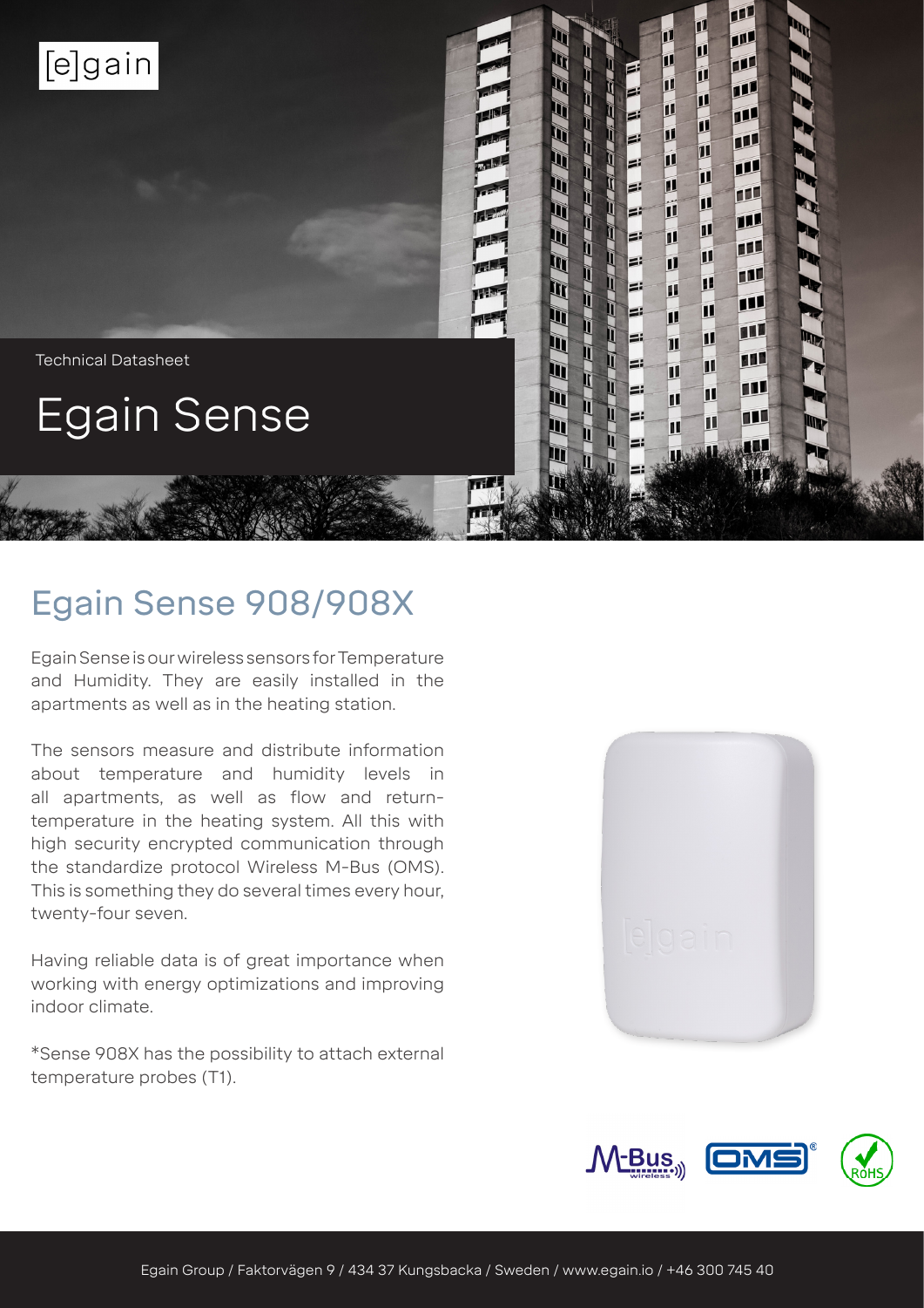[e]gain

Technical Datasheet

# Egain Sense

## Egain Sense 908/908X

Egain Sense is our wireless sensors for Temperature and Humidity. They are easily installed in the apartments as well as in the heating station.

The sensors measure and distribute information about temperature and humidity levels in all apartments, as well as flow and return-temperature in the heating system. All this with high security encrypted communication through the standardize protocol Wireless M-Bus (OMS). This is something they do several times every hour, twenty-four seven.

Having reliable data is of great importance when working with energy optimizations and improving indoor climate.

*Sense 908X has the possibility to attach external temperature probes (T1).

Egain Group / Faktorvägen 9 / 434 37 Kungsbacka / Sweden / www.egain.io / +46 300 745 40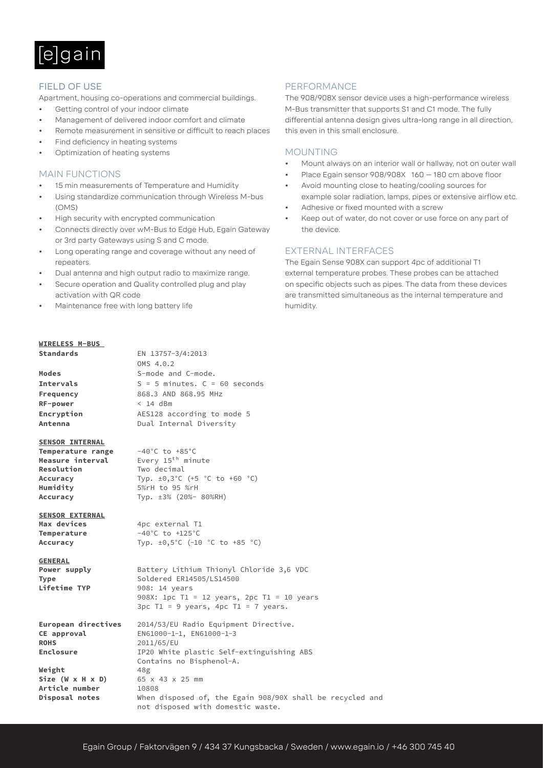[e]gain

## FIELD OF USE

Apartment, housing co-operations and commercial buildings.

- Getting control of your indoor climate
- Management of delivered indoor comfort and climate
- Remote measurement in sensitive or difficult to reach places
- Find deficiency in heating systems
- Optimization of heating systems

## MAIN FUNCTIONS

- 15 min measurements of Temperature and Humidity
- Using standardize communication through Wireless M-bus (OMS)
- High security with encrypted communication
- Connects directly over wM-Bus to Edge Hub, Egain Gateway or 3rd party Gateways using S and C mode.
- Long operating range and coverage without any need of repeaters.
- Dual antenna and high output radio to maximize range.
- Secure operation and Quality controlled plug and play activation with QR code
- Maintenance free with long battery life

## PERFORMANCE

The 908/908X sensor device uses a high-performance wireless M-Bus transmitter that supports S1 and C1 mode. The fully differential antenna design gives ultra-long range in all direction, this even in this small enclosure.

## MOUNTING

- Mount always on an interior wall or hallway, not on outer wall
- Place Egain sensor 908/908X 160 – 180 cm above floor
- Avoid mounting close to heating/cooling sources for example solar radiation, lamps, pipes or extensive airflow etc.
- Adhesive or fixed mounted with a screw
- Keep out of water, do not cover or use force on any part of the device.

## EXTERNAL INTERFACES

The Egain Sense 908X can support 4pc of additional T1 external temperature probes. These probes can be attached on specific objects such as pipes. The data from these devices are transmitted simultaneous as the internal temperature and humidity.

| | |
|---|---|
| **WIRELESS M-BUS** | |
| **Standards** | EN 13757-3/4:2013<br>OMS 4.0.2 |
| **Modes** | S-mode and C-mode. |
| **Intervals** | S = 5 minutes. C = 60 seconds |
| **Frequency** | 868.3 AND 868.95 MHz |
| **RF-power** | < 14 dBm |
| **Encryption** | AES128 according to mode 5 |
| **Antenna** | Dual Internal Diversity |
| **SENSOR INTERNAL** | |
| **Temperature range** | -40°C to +85°C |
| **Measure interval** | Every 15th minute |
| **Resolution** | Two decimal |
| **Accuracy** | Typ. ±0,3°C (+5 °C to +60 °C) |
| **Humidity** | 5%rH to 95 %rH |
| **Accuracy** | Typ. ±3% (20%- 80%RH) |
| **SENSOR EXTERNAL** | |
| **Max devices** | 4pc external T1 |
| **Temperature** | -40°C to +125°C |
| **Accuracy** | Typ. ±0,5°C (-10 °C to +85 °C) |
| **GENERAL** | |
| **Power supply** | Battery Lithium Thionyl Chloride 3,6 VDC |
| **Type** | Soldered ER14505/LS14500 |
| **Lifetime TYP** | 908: 14 years<br>908X: 1pc T1 = 12 years, 2pc T1 = 10 years<br>3pc T1 = 9 years, 4pc T1 = 7 years. |
| **European directives** | 2014/53/EU Radio Equipment Directive. |
| **CE approval** | EN61000-1-1, EN61000-1-3 |
| **ROHS** | 2011/65/EU |
| **Enclosure** | IP20 White plastic Self-extinguishing ABS<br>Contains no Bisphenol-A. |
| **Weight** | 48g |
| **Size (W x H x D)** | 65 x 43 x 25 mm |
| **Article number** | 10808 |
| **Disposal notes** | When disposed of, the Egain 908/90X shall be recycled and not disposed with domestic waste. |

Egain Group / Faktorvägen 9 / 434 37 Kungsbacka / Sweden / www.egain.io / +46 300 745 40